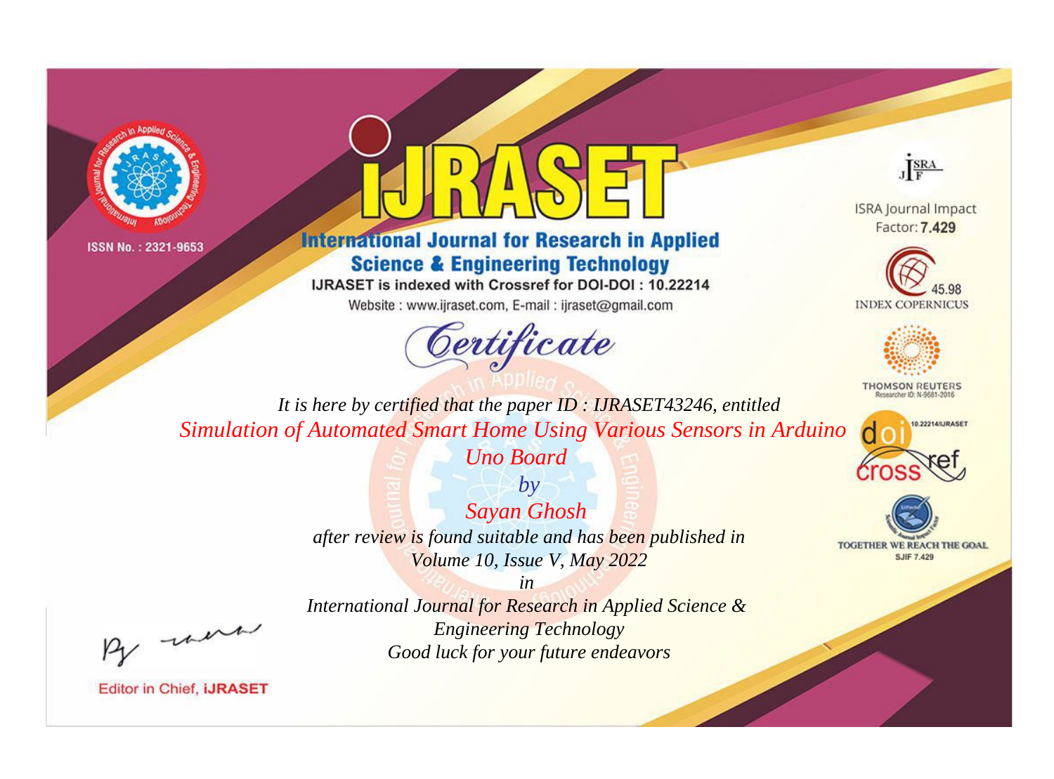ISSN No. : 2321-9653

# iJRASET

## International Journal for Research in Applied Science & Engineering Technology

IJRASET is indexed with Crossref for DOI-DOI : 10.22214

Website : www.ijraset.com, E-mail : ijraset@gmail.com

ISRA Journal Impact Factor: **7.429**

45.98 INDEX COPERNICUS

THOMSON REUTERS Researcher ID: N-9681-2016

10.22214/IJRASET

TOGETHER WE REACH THE GOAL SJIF 7.429

# *Certificate*

*It is here by certified that the paper ID : IJRASET43246, entitled*

*Simulation of Automated Smart Home Using Various Sensors in Arduino Uno Board*

*by*

*Sayan Ghosh*

*after review is found suitable and has been published in*

*Volume 10, Issue V, May 2022*

*in*

*International Journal for Research in Applied Science & Engineering Technology*

*Good luck for your future endeavors*

Editor in Chief, **iJRASET**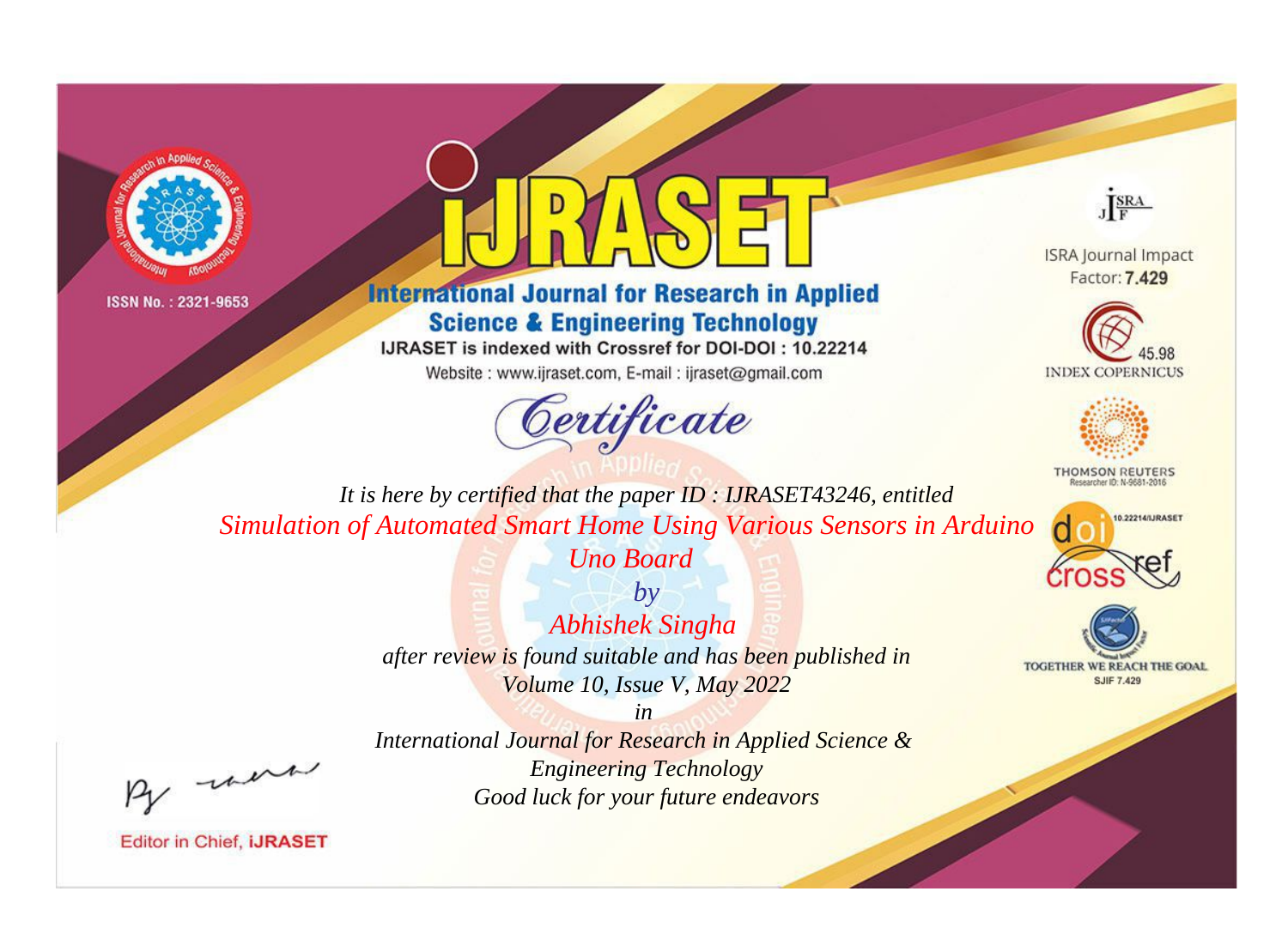ISSN No. : 2321-9653

# iJRASET

## International Journal for Research in Applied Science & Engineering Technology

IJRASET is indexed with Crossref for DOI-DOI : 10.22214

Website : www.ijraset.com, E-mail : ijraset@gmail.com

ISRA Journal Impact Factor: **7.429**

45.98 INDEX COPERNICUS

THOMSON REUTERS Researcher ID: N-9681-2016

10.22214/IJRASET

TOGETHER WE REACH THE GOAL SJIF 7.429

# Certificate

*It is here by certified that the paper ID : IJRASET43246, entitled*

*Simulation of Automated Smart Home Using Various Sensors in Arduino Uno Board*

*by*

*Abhishek Singha*

*after review is found suitable and has been published in*

*Volume 10, Issue V, May 2022*

*in*

*International Journal for Research in Applied Science & Engineering Technology*

*Good luck for your future endeavors*

Editor in Chief, **iJRASET**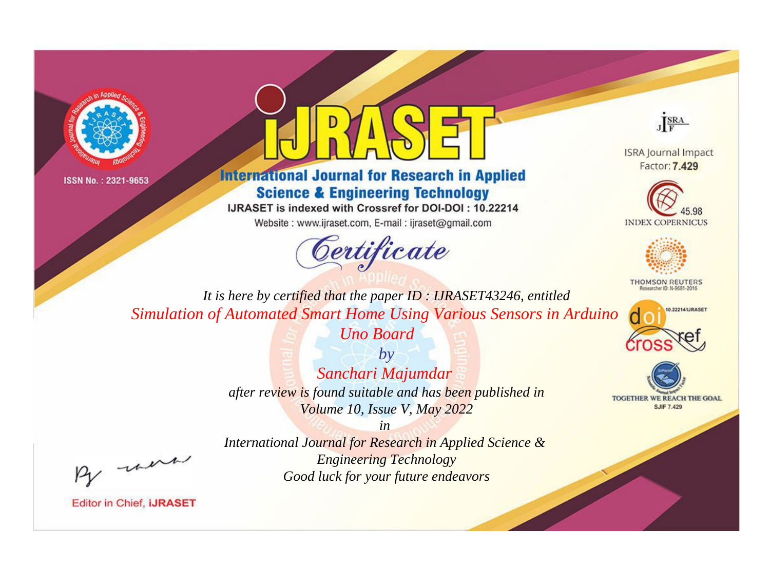ISSN No. : 2321-9653

# iJRASET

## International Journal for Research in Applied Science & Engineering Technology

IJRASET is indexed with Crossref for DOI-DOI : 10.22214

Website : www.ijraset.com, E-mail : ijraset@gmail.com

ISRA Journal Impact Factor: **7.429**

45.98 INDEX COPERNICUS

THOMSON REUTERS Researcher ID: N-9681-2016

10.22214/IJRASET

TOGETHER WE REACH THE GOAL SJIF 7.429

# *Certificate*

*It is here by certified that the paper ID : IJRASET43246, entitled*

*Simulation of Automated Smart Home Using Various Sensors in Arduino Uno Board*

*by*

*Sanchari Majumdar*

*after review is found suitable and has been published in*

*Volume 10, Issue V, May 2022*

*in*

*International Journal for Research in Applied Science & Engineering Technology*

*Good luck for your future endeavors*

Editor in Chief, **iJRASET**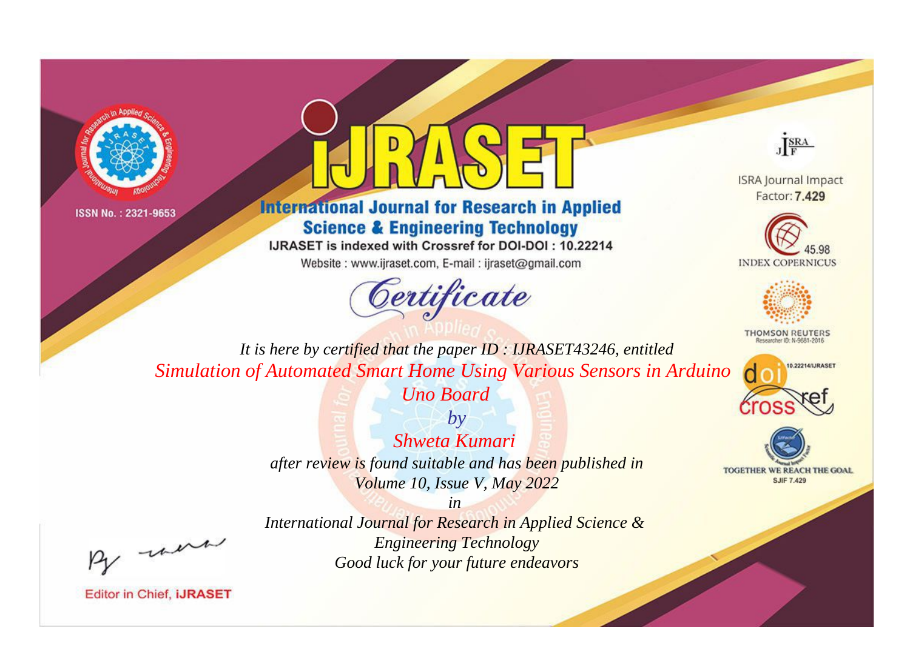ISSN No. : 2321-9653

# iJRASET

## International Journal for Research in Applied Science & Engineering Technology

IJRASET is indexed with Crossref for DOI-DOI : 10.22214

Website : www.ijraset.com, E-mail : ijraset@gmail.com

ISRA Journal Impact Factor: **7.429**

45.98 INDEX COPERNICUS

THOMSON REUTERS Researcher ID: N-9681-2016

10.22214/IJRASET

TOGETHER WE REACH THE GOAL SJIF 7.429

# *Certificate*

*It is here by certified that the paper ID : IJRASET43246, entitled*

*Simulation of Automated Smart Home Using Various Sensors in Arduino Uno Board*

*by*

*Shweta Kumari*

*after review is found suitable and has been published in*

*Volume 10, Issue V, May 2022*

*in*

*International Journal for Research in Applied Science & Engineering Technology*

*Good luck for your future endeavors*

Editor in Chief, **iJRASET**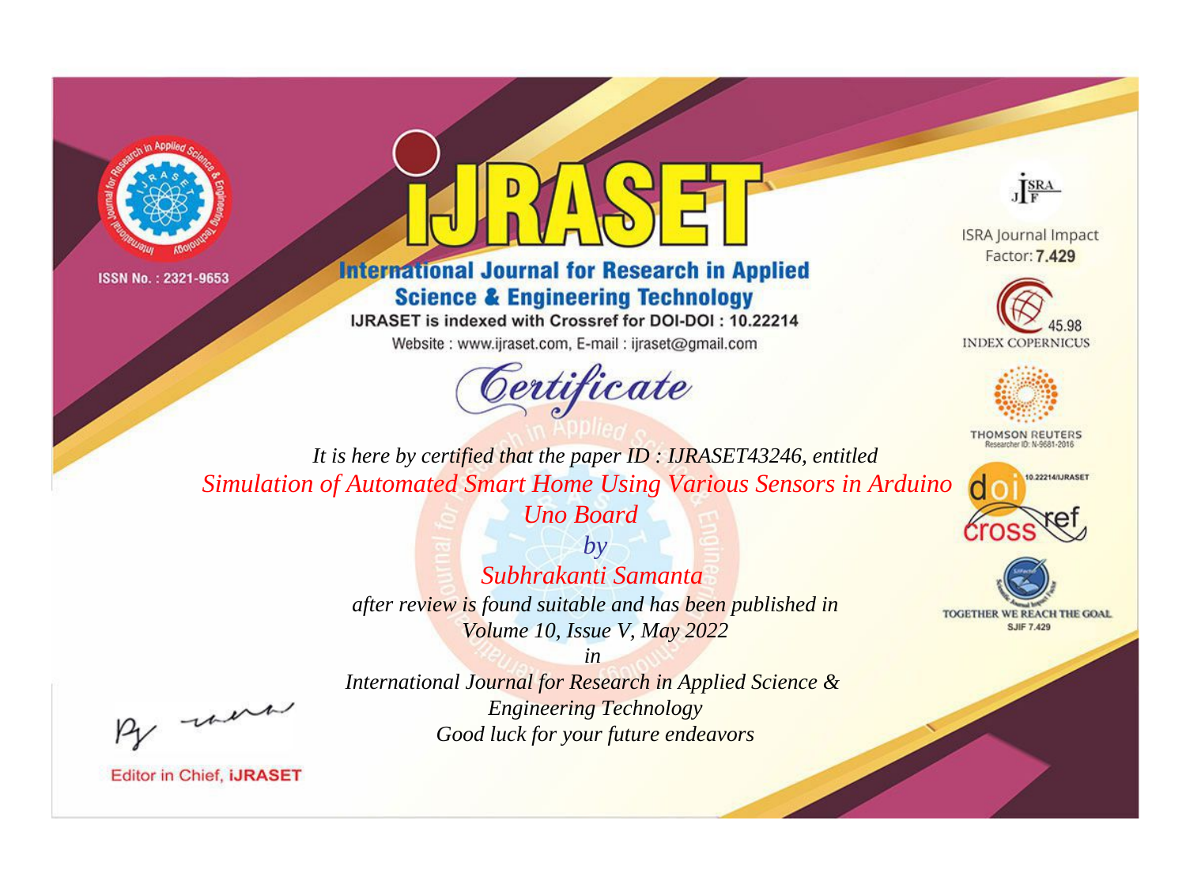ISSN No. : 2321-9653

# iJRASET

## International Journal for Research in Applied Science & Engineering Technology

IJRASET is indexed with Crossref for DOI-DOI : 10.22214

Website : www.ijraset.com, E-mail : ijraset@gmail.com

ISRA Journal Impact Factor: **7.429**

45.98 INDEX COPERNICUS

THOMSON REUTERS Researcher ID: N-9681-2016

10.22214/IJRASET

TOGETHER WE REACH THE GOAL SJIF 7.429

# *Certificate*

*It is here by certified that the paper ID : IJRASET43246, entitled*

*Simulation of Automated Smart Home Using Various Sensors in Arduino Uno Board*

*by*

*Subhrakanti Samanta*

*after review is found suitable and has been published in*

*Volume 10, Issue V, May 2022*

*in*

*International Journal for Research in Applied Science & Engineering Technology*

*Good luck for your future endeavors*

Editor in Chief, **iJRASET**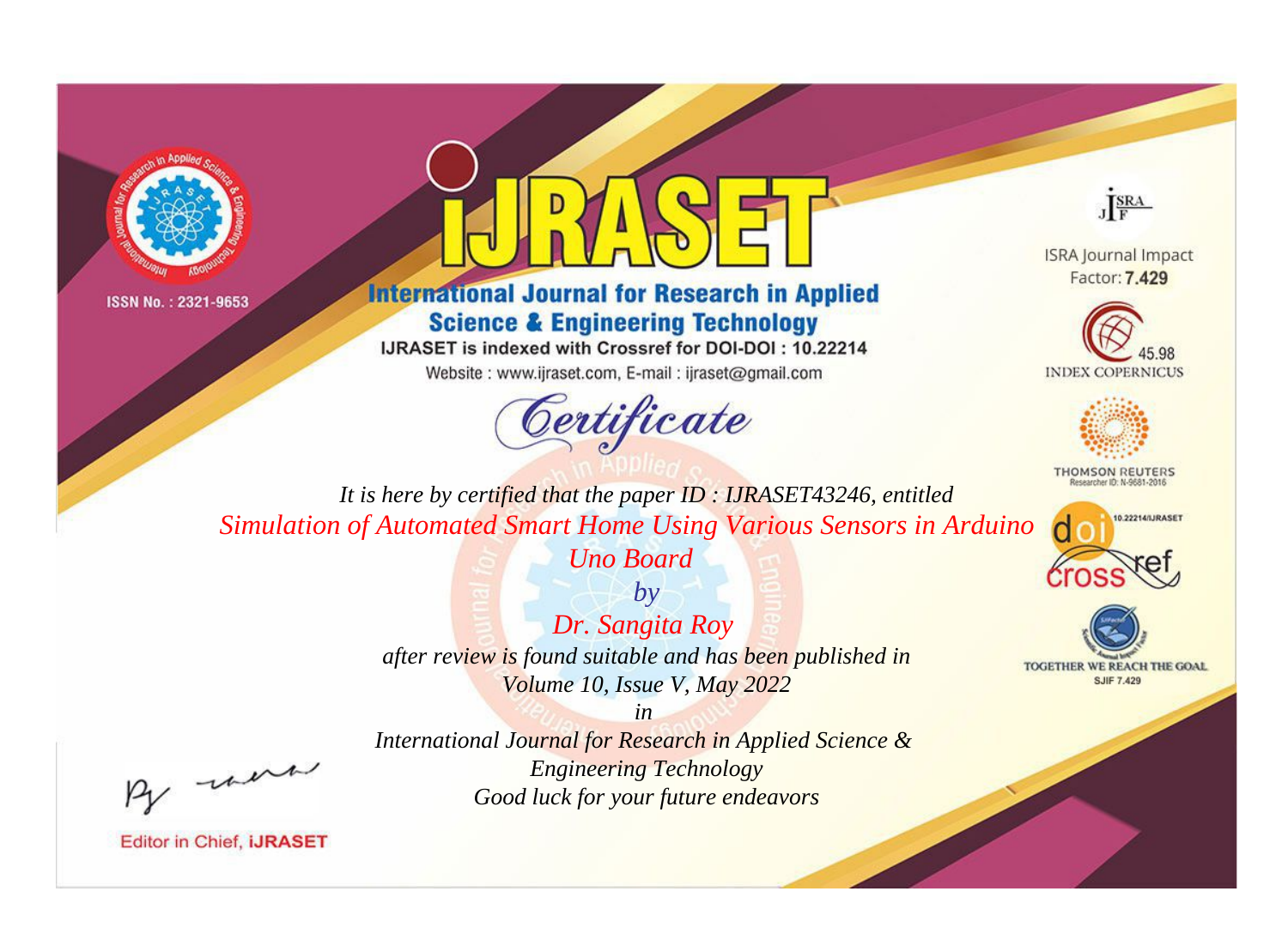ISSN No. : 2321-9653

# iJRASET

## International Journal for Research in Applied Science & Engineering Technology

IJRASET is indexed with Crossref for DOI-DOI : 10.22214

Website : www.ijraset.com, E-mail : ijraset@gmail.com

ISRA Journal Impact Factor: **7.429**

45.98 INDEX COPERNICUS

THOMSON REUTERS Researcher ID: N-9681-2016

10.22214/IJRASET

TOGETHER WE REACH THE GOAL SJIF 7.429

*Certificate*

*It is here by certified that the paper ID : IJRASET43246, entitled*

*Simulation of Automated Smart Home Using Various Sensors in Arduino Uno Board*

*by*

*Dr. Sangita Roy*

*after review is found suitable and has been published in*

*Volume 10, Issue V, May 2022*

*in*

*International Journal for Research in Applied Science & Engineering Technology*

*Good luck for your future endeavors*

Editor in Chief, **iJRASET**